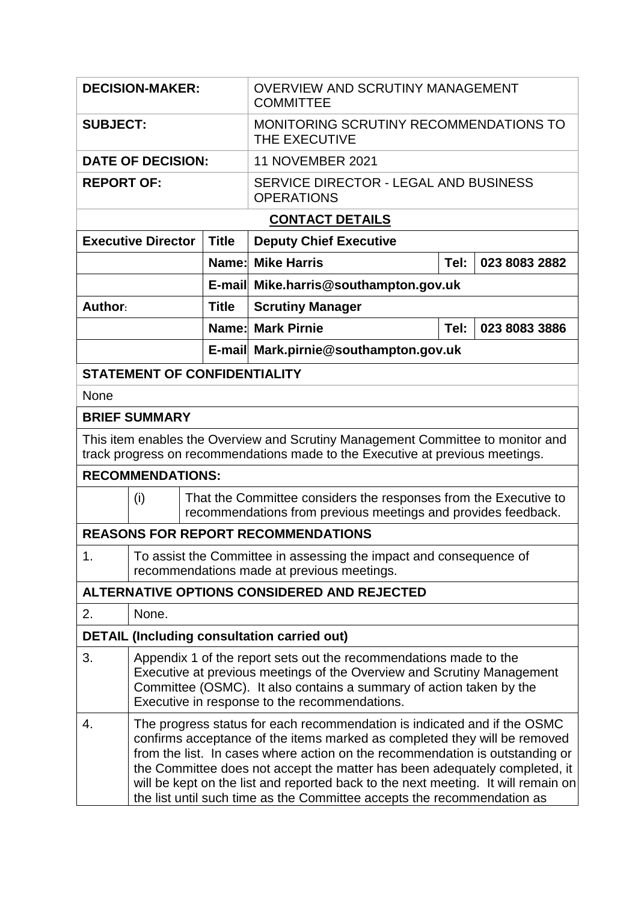| | |
|---|---|
| **DECISION-MAKER:** | OVERVIEW AND SCRUTINY MANAGEMENT COMMITTEE |
| **SUBJECT:** | MONITORING SCRUTINY RECOMMENDATIONS TO THE EXECUTIVE |
| **DATE OF DECISION:** | 11 NOVEMBER 2021 |
| **REPORT OF:** | SERVICE DIRECTOR - LEGAL AND BUSINESS OPERATIONS |

**CONTACT DETAILS**

| | | | | |
|---|---|---|---|---|
| **Executive Director** | **Title** | **Deputy Chief Executive** | | |
| | **Name:** | **Mike Harris** | **Tel:** | **023 8083 2882** |
| | **E-mail** | **Mike.harris@southampton.gov.uk** | | |
| **Author:** | **Title** | **Scrutiny Manager** | | |
| | **Name:** | **Mark Pirnie** | **Tel:** | **023 8083 3886** |
| | **E-mail** | **Mark.pirnie@southampton.gov.uk** | | |

**STATEMENT OF CONFIDENTIALITY**

None

**BRIEF SUMMARY**

This item enables the Overview and Scrutiny Management Committee to monitor and track progress on recommendations made to the Executive at previous meetings.

**RECOMMENDATIONS:**

| | |
|---|---|
| (i) | That the Committee considers the responses from the Executive to recommendations from previous meetings and provides feedback. |

**REASONS FOR REPORT RECOMMENDATIONS**

| | |
|---|---|
| 1. | To assist the Committee in assessing the impact and consequence of recommendations made at previous meetings. |

**ALTERNATIVE OPTIONS CONSIDERED AND REJECTED**

| | |
|---|---|
| 2. | None. |

**DETAIL (Including consultation carried out)**

| | |
|---|---|
| 3. | Appendix 1 of the report sets out the recommendations made to the Executive at previous meetings of the Overview and Scrutiny Management Committee (OSMC). It also contains a summary of action taken by the Executive in response to the recommendations. |
| 4. | The progress status for each recommendation is indicated and if the OSMC confirms acceptance of the items marked as completed they will be removed from the list. In cases where action on the recommendation is outstanding or the Committee does not accept the matter has been adequately completed, it will be kept on the list and reported back to the next meeting. It will remain on the list until such time as the Committee accepts the recommendation as |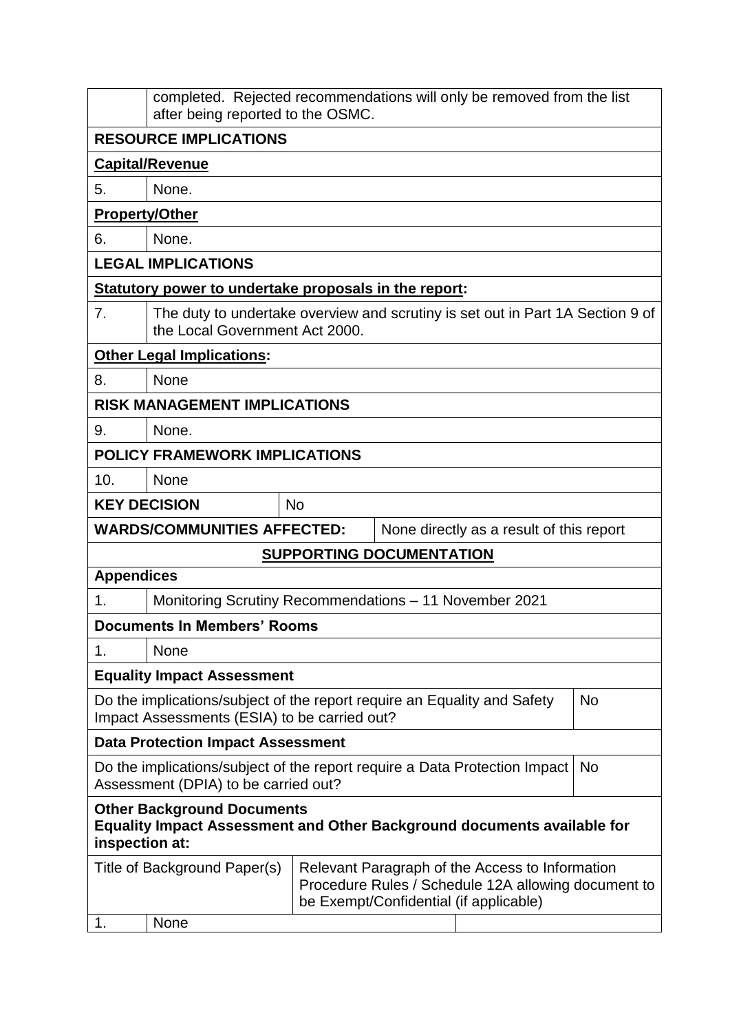| | |
|---|---|
| | completed. Rejected recommendations will only be removed from the list after being reported to the OSMC. |
| **RESOURCE IMPLICATIONS** | |
| **Capital/Revenue** | |
| 5. | None. |
| **Property/Other** | |
| 6. | None. |
| **LEGAL IMPLICATIONS** | |
| **Statutory power to undertake proposals in the report:** | |
| 7. | The duty to undertake overview and scrutiny is set out in Part 1A Section 9 of the Local Government Act 2000. |
| **Other Legal Implications:** | |
| 8. | None |
| **RISK MANAGEMENT IMPLICATIONS** | |
| 9. | None. |
| **POLICY FRAMEWORK IMPLICATIONS** | |
| 10. | None |

| | |
|---|---|
| **KEY DECISION** | No |
| **WARDS/COMMUNITIES AFFECTED:** | None directly as a result of this report |

## SUPPORTING DOCUMENTATION

| | |
|---|---|
| **Appendices** | |
| 1. | Monitoring Scrutiny Recommendations – 11 November 2021 |
| **Documents In Members' Rooms** | |
| 1. | None |

| | |
|---|---|
| **Equality Impact Assessment** | |
| Do the implications/subject of the report require an Equality and Safety Impact Assessments (ESIA) to be carried out? | No |
| **Data Protection Impact Assessment** | |
| Do the implications/subject of the report require a Data Protection Impact Assessment (DPIA) to be carried out? | No |

**Other Background Documents**
**Equality Impact Assessment and Other Background documents available for inspection at:**

| Title of Background Paper(s) | | Relevant Paragraph of the Access to Information Procedure Rules / Schedule 12A allowing document to be Exempt/Confidential (if applicable) |
|---|---|---|
| 1. | None | |